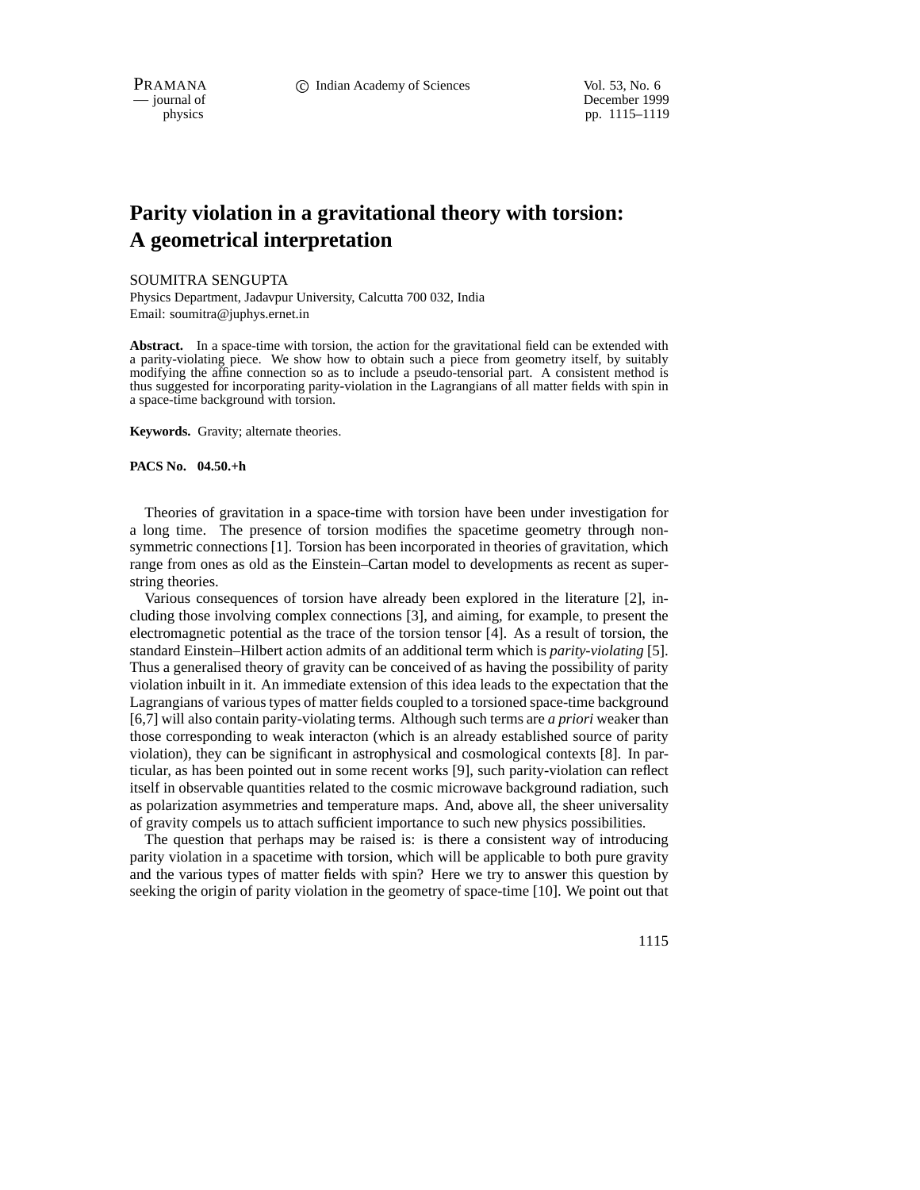# Parity violation in a gravitational theory with torsion: A geometrical interpretation

SOUMITRA SENGUPTA

Physics Department, Jadavpur University, Calcutta 700 032, India
Email: soumitra@juphys.ernet.in

**Abstract.** In a space-time with torsion, the action for the gravitational field can be extended with a parity-violating piece. We show how to obtain such a piece from geometry itself, by suitably modifying the affine connection so as to include a pseudo-tensorial part. A consistent method is thus suggested for incorporating parity-violation in the Lagrangians of all matter fields with spin in a space-time background with torsion.

**Keywords.** Gravity; alternate theories.

**PACS No. 04.50.+h**

Theories of gravitation in a space-time with torsion have been under investigation for a long time. The presence of torsion modifies the spacetime geometry through non-symmetric connections [1]. Torsion has been incorporated in theories of gravitation, which range from ones as old as the Einstein–Cartan model to developments as recent as superstring theories.

Various consequences of torsion have already been explored in the literature [2], including those involving complex connections [3], and aiming, for example, to present the electromagnetic potential as the trace of the torsion tensor [4]. As a result of torsion, the standard Einstein–Hilbert action admits of an additional term which is *parity-violating* [5]. Thus a generalised theory of gravity can be conceived of as having the possibility of parity violation inbuilt in it. An immediate extension of this idea leads to the expectation that the Lagrangians of various types of matter fields coupled to a torsioned space-time background [6,7] will also contain parity-violating terms. Although such terms are *a priori* weaker than those corresponding to weak interacton (which is an already established source of parity violation), they can be significant in astrophysical and cosmological contexts [8]. In particular, as has been pointed out in some recent works [9], such parity-violation can reflect itself in observable quantities related to the cosmic microwave background radiation, such as polarization asymmetries and temperature maps. And, above all, the sheer universality of gravity compels us to attach sufficient importance to such new physics possibilities.

The question that perhaps may be raised is: is there a consistent way of introducing parity violation in a spacetime with torsion, which will be applicable to both pure gravity and the various types of matter fields with spin? Here we try to answer this question by seeking the origin of parity violation in the geometry of space-time [10]. We point out that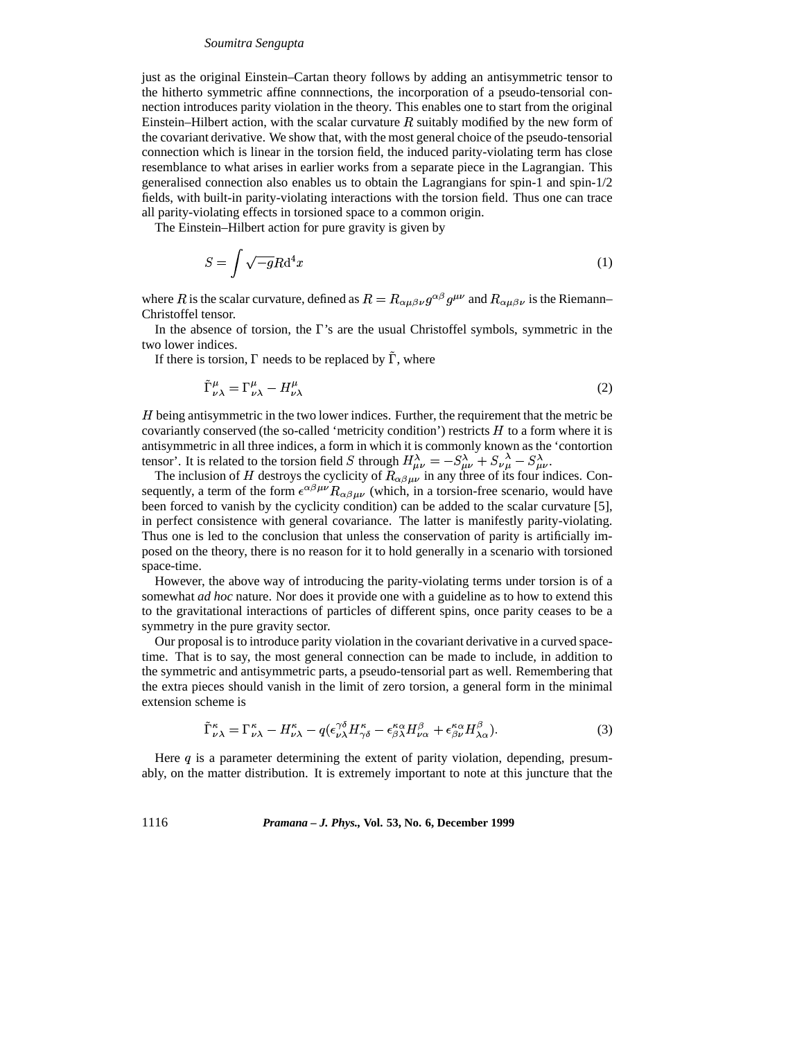just as the original Einstein–Cartan theory follows by adding an antisymmetric tensor to the hitherto symmetric affine connnections, the incorporation of a pseudo-tensorial connection introduces parity violation in the theory. This enables one to start from the original Einstein–Hilbert action, with the scalar curvature $R$ suitably modified by the new form of the covariant derivative. We show that, with the most general choice of the pseudo-tensorial connection which is linear in the torsion field, the induced parity-violating term has close resemblance to what arises in earlier works from a separate piece in the Lagrangian. This generalised connection also enables us to obtain the Lagrangians for spin-1 and spin-1/2 fields, with built-in parity-violating interactions with the torsion field. Thus one can trace all parity-violating effects in torsioned space to a common origin.

The Einstein–Hilbert action for pure gravity is given by

$$S = \int \sqrt{-g} R \mathrm{d}^4 x \tag{1}$$

where $R$ is the scalar curvature, defined as $R = R_{\alpha\mu\beta\nu} g^{\alpha\beta} g^{\mu\nu}$ and $R_{\alpha\mu\beta\nu}$ is the Riemann–Christoffel tensor.

In the absence of torsion, the $\Gamma$'s are the usual Christoffel symbols, symmetric in the two lower indices.

If there is torsion, $\Gamma$ needs to be replaced by $\tilde{\Gamma}$, where

$$\tilde{\Gamma}^{\mu}_{\nu\lambda} = \Gamma^{\mu}_{\nu\lambda} - H^{\mu}_{\nu\lambda} \tag{2}$$

$H$ being antisymmetric in the two lower indices. Further, the requirement that the metric be covariantly conserved (the so-called 'metricity condition') restricts $H$ to a form where it is antisymmetric in all three indices, a form in which it is commonly known as the 'contortion tensor'. It is related to the torsion field $S$ through $H^{\lambda}_{\mu\nu} = -S^{\lambda}_{\mu\nu} + S_{\nu\mu}^{\ \ \lambda} - S^{\lambda}_{\mu\nu}$.

The inclusion of $H$ destroys the cyclicity of $R_{\alpha\beta\mu\nu}$ in any three of its four indices. Consequently, a term of the form $\epsilon^{\alpha\beta\mu\nu} R_{\alpha\beta\mu\nu}$ (which, in a torsion-free scenario, would have been forced to vanish by the cyclicity condition) can be added to the scalar curvature [5], in perfect consistence with general covariance. The latter is manifestly parity-violating. Thus one is led to the conclusion that unless the conservation of parity is artificially imposed on the theory, there is no reason for it to hold generally in a scenario with torsioned space-time.

However, the above way of introducing the parity-violating terms under torsion is of a somewhat *ad hoc* nature. Nor does it provide one with a guideline as to how to extend this to the gravitational interactions of particles of different spins, once parity ceases to be a symmetry in the pure gravity sector.

Our proposal is to introduce parity violation in the covariant derivative in a curved space-time. That is to say, the most general connection can be made to include, in addition to the symmetric and antisymmetric parts, a pseudo-tensorial part as well. Remembering that the extra pieces should vanish in the limit of zero torsion, a general form in the minimal extension scheme is

$$\tilde{\Gamma}^{\kappa}_{\nu\lambda} = \Gamma^{\kappa}_{\nu\lambda} - H^{\kappa}_{\nu\lambda} - q(\epsilon^{\gamma\delta}_{\nu\lambda} H^{\kappa}_{\gamma\delta} - \epsilon^{\kappa\alpha}_{\beta\lambda} H^{\beta}_{\nu\alpha} + \epsilon^{\kappa\alpha}_{\beta\nu} H^{\beta}_{\lambda\alpha}). \tag{3}$$

Here $q$ is a parameter determining the extent of parity violation, depending, presumably, on the matter distribution. It is extremely important to note at this juncture that the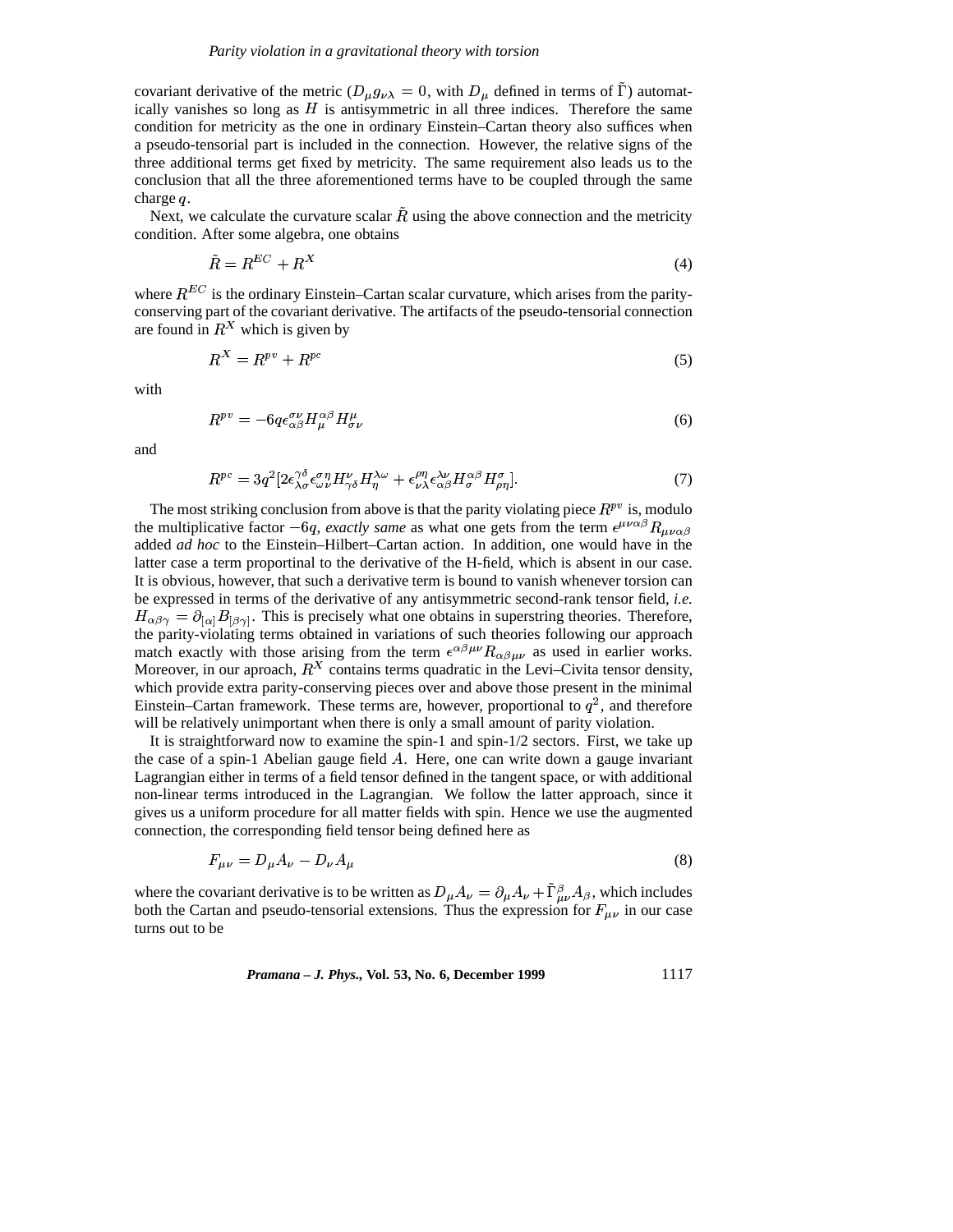covariant derivative of the metric ($D_\mu g_{\nu\lambda} = 0$, with $D_\mu$ defined in terms of $\tilde{\Gamma}$) automatically vanishes so long as $H$ is antisymmetric in all three indices. Therefore the same condition for metricity as the one in ordinary Einstein–Cartan theory also suffices when a pseudo-tensorial part is included in the connection. However, the relative signs of the three additional terms get fixed by metricity. The same requirement also leads us to the conclusion that all the three aforementioned terms have to be coupled through the same charge $q$.

Next, we calculate the curvature scalar $\tilde{R}$ using the above connection and the metricity condition. After some algebra, one obtains

$$\tilde{R} = R^{EC} + R^X \tag{4}$$

where $R^{EC}$ is the ordinary Einstein–Cartan scalar curvature, which arises from the parity-conserving part of the covariant derivative. The artifacts of the pseudo-tensorial connection are found in $R^X$ which is given by

$$R^X = R^{pv} + R^{pc} \tag{5}$$

with

$$R^{pv} = -6q\epsilon^{\sigma\nu}_{\alpha\beta} H^{\alpha\beta}_{\mu} H^{\mu}_{\sigma\nu} \tag{6}$$

and

$$R^{pc} = 3q^2[2\epsilon^{\gamma\delta}_{\lambda\sigma}\epsilon^{\sigma\eta}_{\omega\nu} H^{\nu}_{\gamma\delta} H^{\lambda\omega}_{\eta} + \epsilon^{\rho\eta}_{\nu\lambda}\epsilon^{\lambda\nu}_{\alpha\beta} H^{\alpha\beta}_{\sigma} H^{\sigma}_{\rho\eta}]. \tag{7}$$

The most striking conclusion from above is that the parity violating piece $R^{pv}$ is, modulo the multiplicative factor $-6q$, *exactly same* as what one gets from the term $\epsilon^{\mu\nu\alpha\beta} R_{\mu\nu\alpha\beta}$ added *ad hoc* to the Einstein–Hilbert–Cartan action. In addition, one would have in the latter case a term proportinal to the derivative of the H-field, which is absent in our case. It is obvious, however, that such a derivative term is bound to vanish whenever torsion can be expressed in terms of the derivative of any antisymmetric second-rank tensor field, *i.e.* $H_{\alpha\beta\gamma} = \partial_{[\alpha]} B_{[\beta\gamma]}$. This is precisely what one obtains in superstring theories. Therefore, the parity-violating terms obtained in variations of such theories following our approach match exactly with those arising from the term $\epsilon^{\alpha\beta\mu\nu} R_{\alpha\beta\mu\nu}$ as used in earlier works. Moreover, in our aproach, $R^X$ contains terms quadratic in the Levi–Civita tensor density, which provide extra parity-conserving pieces over and above those present in the minimal Einstein–Cartan framework. These terms are, however, proportional to $q^2$, and therefore will be relatively unimportant when there is only a small amount of parity violation.

It is straightforward now to examine the spin-1 and spin-1/2 sectors. First, we take up the case of a spin-1 Abelian gauge field $A$. Here, one can write down a gauge invariant Lagrangian either in terms of a field tensor defined in the tangent space, or with additional non-linear terms introduced in the Lagrangian. We follow the latter approach, since it gives us a uniform procedure for all matter fields with spin. Hence we use the augmented connection, the corresponding field tensor being defined here as

$$F_{\mu\nu} = D_\mu A_\nu - D_\nu A_\mu \tag{8}$$

where the covariant derivative is to be written as $D_\mu A_\nu = \partial_\mu A_\nu + \tilde{\Gamma}^{\beta}_{\mu\nu} A_\beta$, which includes both the Cartan and pseudo-tensorial extensions. Thus the expression for $F_{\mu\nu}$ in our case turns out to be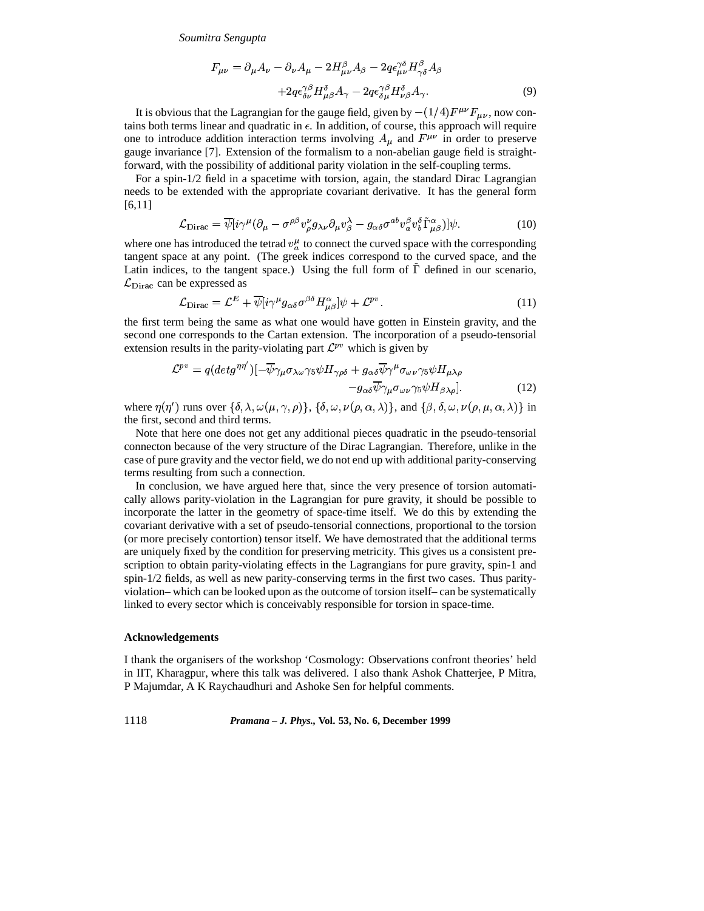$$F_{\mu\nu} = \partial_\mu A_\nu - \partial_\nu A_\mu - 2H^\beta_{\mu\nu} A_\beta - 2q\epsilon^{\gamma\delta}_{\mu\nu} H^\beta_{\gamma\delta} A_\beta$$
$$+ 2q\epsilon^{\gamma\beta}_{\delta\nu} H^\delta_{\mu\beta} A_\gamma - 2q\epsilon^{\gamma\beta}_{\delta\mu} H^\delta_{\nu\beta} A_\gamma. \tag{9}$$

It is obvious that the Lagrangian for the gauge field, given by $-(1/4)F^{\mu\nu}F_{\mu\nu}$, now contains both terms linear and quadratic in $\epsilon$. In addition, of course, this approach will require one to introduce addition interaction terms involving $A_\mu$ and $F^{\mu\nu}$ in order to preserve gauge invariance [7]. Extension of the formalism to a non-abelian gauge field is straightforward, with the possibility of additional parity violation in the self-coupling terms.

For a spin-1/2 field in a spacetime with torsion, again, the standard Dirac Lagrangian needs to be extended with the appropriate covariant derivative. It has the general form [6,11]

$$\mathcal{L}_{\rm Dirac} = \overline{\psi}[i\gamma^\mu(\partial_\mu - \sigma^{\rho\beta} v^\nu_\rho g_{\lambda\nu} \partial_\mu v^\lambda_\beta - g_{\alpha\delta}\sigma^{ab} v^\beta_a v^\delta_b \tilde{\Gamma}^\alpha_{\mu\beta})]\psi. \tag{10}$$

where one has introduced the tetrad $v^\mu_a$ to connect the curved space with the corresponding tangent space at any point. (The greek indices correspond to the curved space, and the Latin indices, to the tangent space.) Using the full form of $\tilde{\Gamma}$ defined in our scenario, $\mathcal{L}_{\rm Dirac}$ can be expressed as

$$\mathcal{L}_{\rm Dirac} = \mathcal{L}^E + \overline{\psi}[i\gamma^\mu g_{\alpha\delta}\sigma^{\beta\delta} H^\alpha_{\mu\beta}]\psi + \mathcal{L}^{pv}. \tag{11}$$

the first term being the same as what one would have gotten in Einstein gravity, and the second one corresponds to the Cartan extension. The incorporation of a pseudo-tensorial extension results in the parity-violating part $\mathcal{L}^{pv}$ which is given by

$$\mathcal{L}^{pv} = q(det g^{\eta\eta'})[-\overline{\psi}\gamma_\mu\sigma_{\lambda\omega}\gamma_5\psi H_{\gamma\rho\delta} + g_{\alpha\delta}\overline{\psi}\gamma^\mu\sigma_{\omega\nu}\gamma_5\psi H_{\mu\lambda\rho}$$
$$- g_{\alpha\delta}\overline{\psi}\gamma_\mu\sigma_{\omega\nu}\gamma_5\psi H_{\beta\lambda\rho}]. \tag{12}$$

where $\eta(\eta')$ runs over $\{\delta, \lambda, \omega(\mu, \gamma, \rho)\}$, $\{\delta, \omega, \nu(\rho, \alpha, \lambda)\}$, and $\{\beta, \delta, \omega, \nu(\rho, \mu, \alpha, \lambda)\}$ in the first, second and third terms.

Note that here one does not get any additional pieces quadratic in the pseudo-tensorial connecton because of the very structure of the Dirac Lagrangian. Therefore, unlike in the case of pure gravity and the vector field, we do not end up with additional parity-conserving terms resulting from such a connection.

In conclusion, we have argued here that, since the very presence of torsion automatically allows parity-violation in the Lagrangian for pure gravity, it should be possible to incorporate the latter in the geometry of space-time itself. We do this by extending the covariant derivative with a set of pseudo-tensorial connections, proportional to the torsion (or more precisely contortion) tensor itself. We have demostrated that the additional terms are uniquely fixed by the condition for preserving metricity. This gives us a consistent prescription to obtain parity-violating effects in the Lagrangians for pure gravity, spin-1 and spin-1/2 fields, as well as new parity-conserving terms in the first two cases. Thus parity-violation– which can be looked upon as the outcome of torsion itself– can be systematically linked to every sector which is conceivably responsible for torsion in space-time.

### Acknowledgements

I thank the organisers of the workshop 'Cosmology: Observations confront theories' held in IIT, Kharagpur, where this talk was delivered. I also thank Ashok Chatterjee, P Mitra, P Majumdar, A K Raychaudhuri and Ashoke Sen for helpful comments.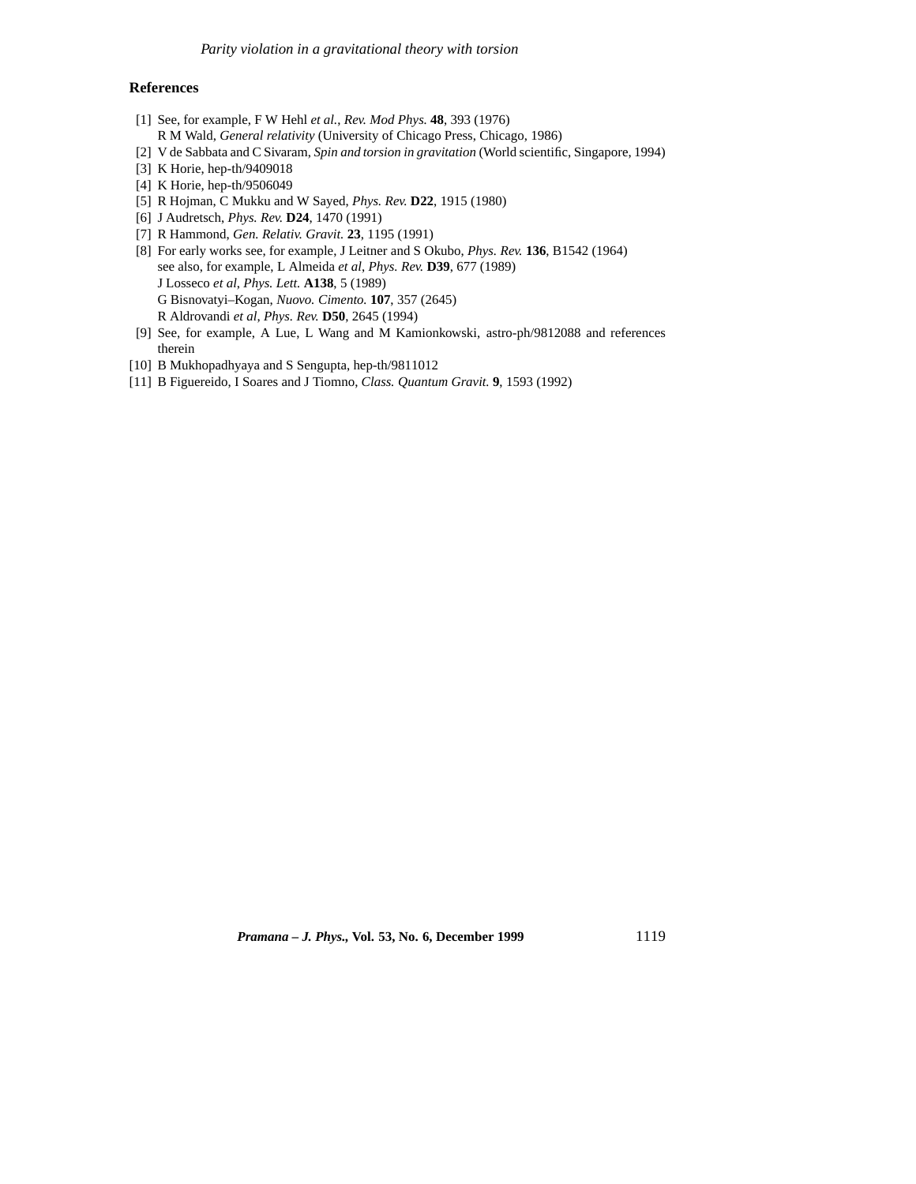## References

[1] See, for example, F W Hehl *et al.*, *Rev. Mod Phys.* **48**, 393 (1976)
R M Wald, *General relativity* (University of Chicago Press, Chicago, 1986)

[2] V de Sabbata and C Sivaram, *Spin and torsion in gravitation* (World scientific, Singapore, 1994)

[3] K Horie, hep-th/9409018

[4] K Horie, hep-th/9506049

[5] R Hojman, C Mukku and W Sayed, *Phys. Rev.* **D22**, 1915 (1980)

[6] J Audretsch, *Phys. Rev.* **D24**, 1470 (1991)

[7] R Hammond, *Gen. Relativ. Gravit.* **23**, 1195 (1991)

[8] For early works see, for example, J Leitner and S Okubo, *Phys. Rev.* **136**, B1542 (1964)
see also, for example, L Almeida *et al*, *Phys. Rev.* **D39**, 677 (1989)
J Losseco *et al*, *Phys. Lett.* **A138**, 5 (1989)
G Bisnovatyi–Kogan, *Nuovo. Cimento.* **107**, 357 (2645)
R Aldrovandi *et al*, *Phys. Rev.* **D50**, 2645 (1994)

[9] See, for example, A Lue, L Wang and M Kamionkowski, astro-ph/9812088 and references therein

[10] B Mukhopadhyaya and S Sengupta, hep-th/9811012

[11] B Figuereido, I Soares and J Tiomno, *Class. Quantum Gravit.* **9**, 1593 (1992)